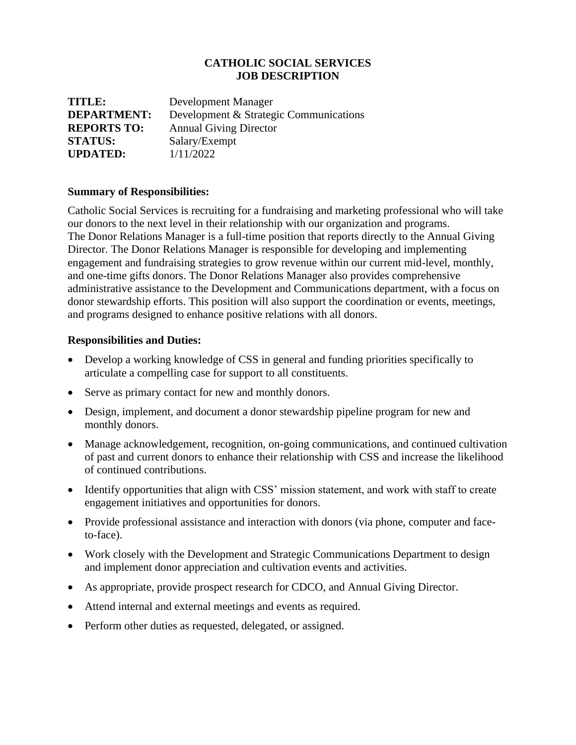**CATHOLIC SOCIAL SERVICES**
**JOB DESCRIPTION**

**TITLE:** Development Manager
**DEPARTMENT:** Development & Strategic Communications
**REPORTS TO:** Annual Giving Director
**STATUS:** Salary/Exempt
**UPDATED:** 1/11/2022

**Summary of Responsibilities:**

Catholic Social Services is recruiting for a fundraising and marketing professional who will take our donors to the next level in their relationship with our organization and programs. The Donor Relations Manager is a full-time position that reports directly to the Annual Giving Director. The Donor Relations Manager is responsible for developing and implementing engagement and fundraising strategies to grow revenue within our current mid-level, monthly, and one-time gifts donors. The Donor Relations Manager also provides comprehensive administrative assistance to the Development and Communications department, with a focus on donor stewardship efforts. This position will also support the coordination or events, meetings, and programs designed to enhance positive relations with all donors.

**Responsibilities and Duties:**

- Develop a working knowledge of CSS in general and funding priorities specifically to articulate a compelling case for support to all constituents.
- Serve as primary contact for new and monthly donors.
- Design, implement, and document a donor stewardship pipeline program for new and monthly donors.
- Manage acknowledgement, recognition, on-going communications, and continued cultivation of past and current donors to enhance their relationship with CSS and increase the likelihood of continued contributions.
- Identify opportunities that align with CSS' mission statement, and work with staff to create engagement initiatives and opportunities for donors.
- Provide professional assistance and interaction with donors (via phone, computer and face-to-face).
- Work closely with the Development and Strategic Communications Department to design and implement donor appreciation and cultivation events and activities.
- As appropriate, provide prospect research for CDCO, and Annual Giving Director.
- Attend internal and external meetings and events as required.
- Perform other duties as requested, delegated, or assigned.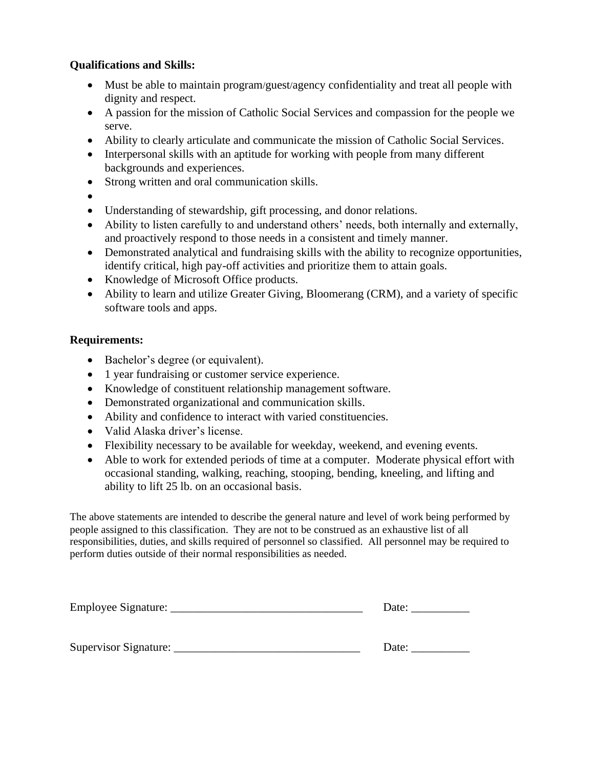**Qualifications and Skills:**

- Must be able to maintain program/guest/agency confidentiality and treat all people with dignity and respect.
- A passion for the mission of Catholic Social Services and compassion for the people we serve.
- Ability to clearly articulate and communicate the mission of Catholic Social Services.
- Interpersonal skills with an aptitude for working with people from many different backgrounds and experiences.
- Strong written and oral communication skills.
- 
- Understanding of stewardship, gift processing, and donor relations.
- Ability to listen carefully to and understand others' needs, both internally and externally, and proactively respond to those needs in a consistent and timely manner.
- Demonstrated analytical and fundraising skills with the ability to recognize opportunities, identify critical, high pay-off activities and prioritize them to attain goals.
- Knowledge of Microsoft Office products.
- Ability to learn and utilize Greater Giving, Bloomerang (CRM), and a variety of specific software tools and apps.

**Requirements:**

- Bachelor's degree (or equivalent).
- 1 year fundraising or customer service experience.
- Knowledge of constituent relationship management software.
- Demonstrated organizational and communication skills.
- Ability and confidence to interact with varied constituencies.
- Valid Alaska driver's license.
- Flexibility necessary to be available for weekday, weekend, and evening events.
- Able to work for extended periods of time at a computer. Moderate physical effort with occasional standing, walking, reaching, stooping, bending, kneeling, and lifting and ability to lift 25 lb. on an occasional basis.

The above statements are intended to describe the general nature and level of work being performed by people assigned to this classification. They are not to be construed as an exhaustive list of all responsibilities, duties, and skills required of personnel so classified. All personnel may be required to perform duties outside of their normal responsibilities as needed.

Employee Signature: _________________________________ Date: __________

Supervisor Signature: ________________________________ Date: __________